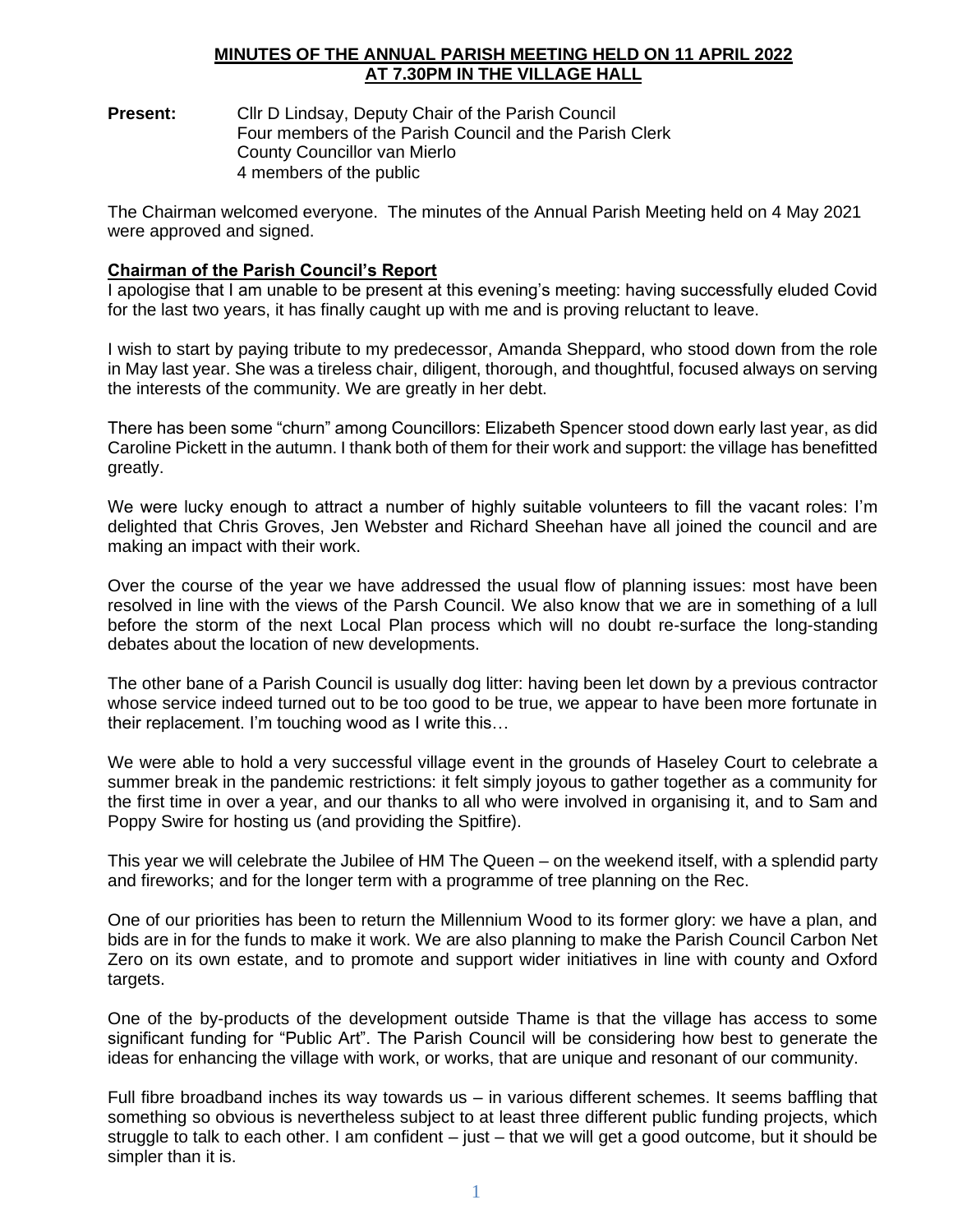# MINUTES OF THE ANNUAL PARISH MEETING HELD ON 11 APRIL 2022 AT 7.30PM IN THE VILLAGE HALL

**Present:** Cllr D Lindsay, Deputy Chair of the Parish Council
Four members of the Parish Council and the Parish Clerk
County Councillor van Mierlo
4 members of the public

The Chairman welcomed everyone. The minutes of the Annual Parish Meeting held on 4 May 2021 were approved and signed.

## Chairman of the Parish Council's Report

I apologise that I am unable to be present at this evening's meeting: having successfully eluded Covid for the last two years, it has finally caught up with me and is proving reluctant to leave.

I wish to start by paying tribute to my predecessor, Amanda Sheppard, who stood down from the role in May last year. She was a tireless chair, diligent, thorough, and thoughtful, focused always on serving the interests of the community. We are greatly in her debt.

There has been some "churn" among Councillors: Elizabeth Spencer stood down early last year, as did Caroline Pickett in the autumn. I thank both of them for their work and support: the village has benefitted greatly.

We were lucky enough to attract a number of highly suitable volunteers to fill the vacant roles: I'm delighted that Chris Groves, Jen Webster and Richard Sheehan have all joined the council and are making an impact with their work.

Over the course of the year we have addressed the usual flow of planning issues: most have been resolved in line with the views of the Parsh Council. We also know that we are in something of a lull before the storm of the next Local Plan process which will no doubt re-surface the long-standing debates about the location of new developments.

The other bane of a Parish Council is usually dog litter: having been let down by a previous contractor whose service indeed turned out to be too good to be true, we appear to have been more fortunate in their replacement. I'm touching wood as I write this…

We were able to hold a very successful village event in the grounds of Haseley Court to celebrate a summer break in the pandemic restrictions: it felt simply joyous to gather together as a community for the first time in over a year, and our thanks to all who were involved in organising it, and to Sam and Poppy Swire for hosting us (and providing the Spitfire).

This year we will celebrate the Jubilee of HM The Queen – on the weekend itself, with a splendid party and fireworks; and for the longer term with a programme of tree planning on the Rec.

One of our priorities has been to return the Millennium Wood to its former glory: we have a plan, and bids are in for the funds to make it work. We are also planning to make the Parish Council Carbon Net Zero on its own estate, and to promote and support wider initiatives in line with county and Oxford targets.

One of the by-products of the development outside Thame is that the village has access to some significant funding for "Public Art". The Parish Council will be considering how best to generate the ideas for enhancing the village with work, or works, that are unique and resonant of our community.

Full fibre broadband inches its way towards us – in various different schemes. It seems baffling that something so obvious is nevertheless subject to at least three different public funding projects, which struggle to talk to each other. I am confident – just – that we will get a good outcome, but it should be simpler than it is.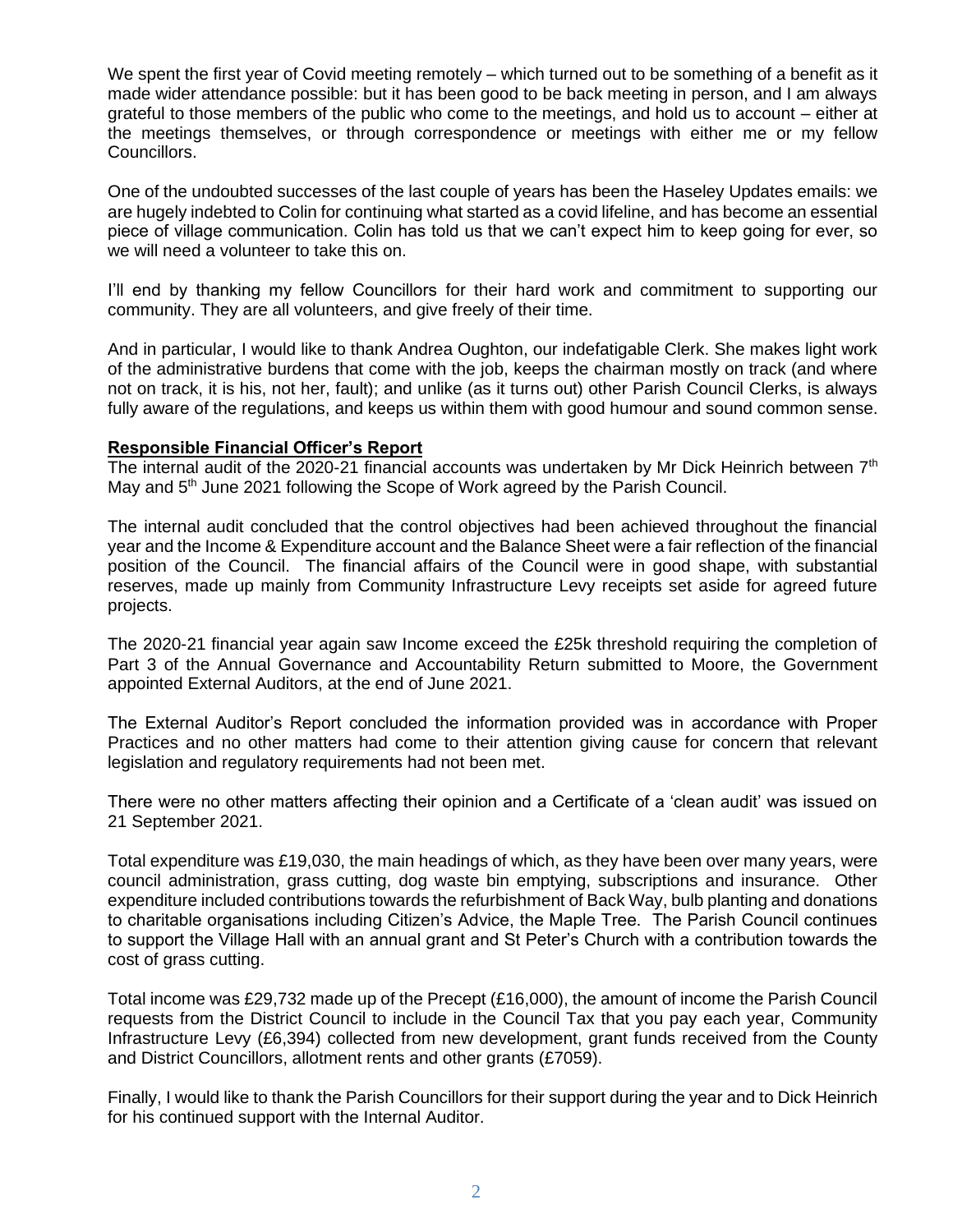We spent the first year of Covid meeting remotely – which turned out to be something of a benefit as it made wider attendance possible: but it has been good to be back meeting in person, and I am always grateful to those members of the public who come to the meetings, and hold us to account – either at the meetings themselves, or through correspondence or meetings with either me or my fellow Councillors.

One of the undoubted successes of the last couple of years has been the Haseley Updates emails: we are hugely indebted to Colin for continuing what started as a covid lifeline, and has become an essential piece of village communication. Colin has told us that we can't expect him to keep going for ever, so we will need a volunteer to take this on.

I'll end by thanking my fellow Councillors for their hard work and commitment to supporting our community. They are all volunteers, and give freely of their time.

And in particular, I would like to thank Andrea Oughton, our indefatigable Clerk. She makes light work of the administrative burdens that come with the job, keeps the chairman mostly on track (and where not on track, it is his, not her, fault); and unlike (as it turns out) other Parish Council Clerks, is always fully aware of the regulations, and keeps us within them with good humour and sound common sense.

**Responsible Financial Officer's Report**

The internal audit of the 2020-21 financial accounts was undertaken by Mr Dick Heinrich between 7th May and 5th June 2021 following the Scope of Work agreed by the Parish Council.

The internal audit concluded that the control objectives had been achieved throughout the financial year and the Income & Expenditure account and the Balance Sheet were a fair reflection of the financial position of the Council. The financial affairs of the Council were in good shape, with substantial reserves, made up mainly from Community Infrastructure Levy receipts set aside for agreed future projects.

The 2020-21 financial year again saw Income exceed the £25k threshold requiring the completion of Part 3 of the Annual Governance and Accountability Return submitted to Moore, the Government appointed External Auditors, at the end of June 2021.

The External Auditor's Report concluded the information provided was in accordance with Proper Practices and no other matters had come to their attention giving cause for concern that relevant legislation and regulatory requirements had not been met.

There were no other matters affecting their opinion and a Certificate of a 'clean audit' was issued on 21 September 2021.

Total expenditure was £19,030, the main headings of which, as they have been over many years, were council administration, grass cutting, dog waste bin emptying, subscriptions and insurance. Other expenditure included contributions towards the refurbishment of Back Way, bulb planting and donations to charitable organisations including Citizen's Advice, the Maple Tree. The Parish Council continues to support the Village Hall with an annual grant and St Peter's Church with a contribution towards the cost of grass cutting.

Total income was £29,732 made up of the Precept (£16,000), the amount of income the Parish Council requests from the District Council to include in the Council Tax that you pay each year, Community Infrastructure Levy (£6,394) collected from new development, grant funds received from the County and District Councillors, allotment rents and other grants (£7059).

Finally, I would like to thank the Parish Councillors for their support during the year and to Dick Heinrich for his continued support with the Internal Auditor.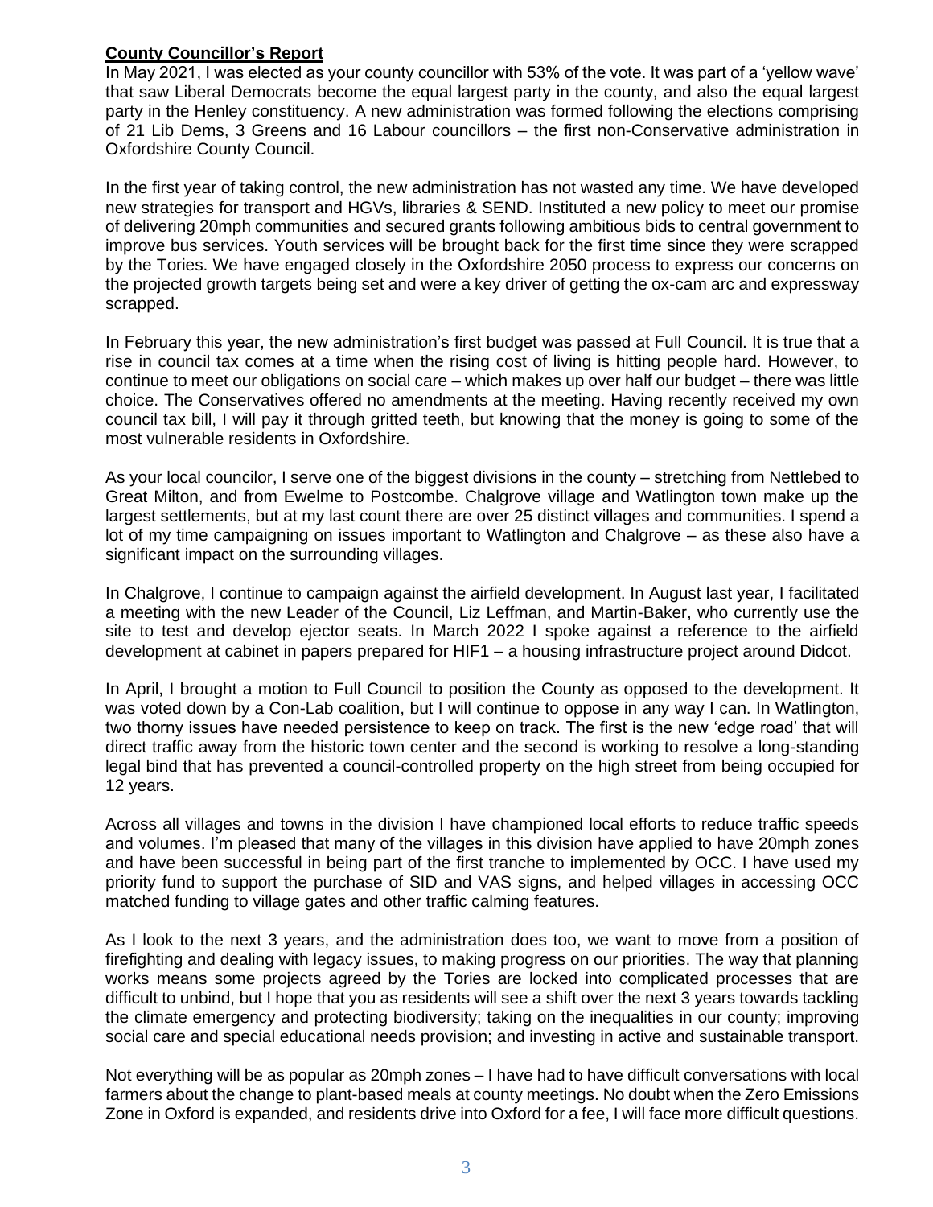**County Councillor's Report**

In May 2021, I was elected as your county councillor with 53% of the vote. It was part of a 'yellow wave' that saw Liberal Democrats become the equal largest party in the county, and also the equal largest party in the Henley constituency. A new administration was formed following the elections comprising of 21 Lib Dems, 3 Greens and 16 Labour councillors – the first non-Conservative administration in Oxfordshire County Council.

In the first year of taking control, the new administration has not wasted any time. We have developed new strategies for transport and HGVs, libraries & SEND. Instituted a new policy to meet our promise of delivering 20mph communities and secured grants following ambitious bids to central government to improve bus services. Youth services will be brought back for the first time since they were scrapped by the Tories. We have engaged closely in the Oxfordshire 2050 process to express our concerns on the projected growth targets being set and were a key driver of getting the ox-cam arc and expressway scrapped.

In February this year, the new administration's first budget was passed at Full Council. It is true that a rise in council tax comes at a time when the rising cost of living is hitting people hard. However, to continue to meet our obligations on social care – which makes up over half our budget – there was little choice. The Conservatives offered no amendments at the meeting. Having recently received my own council tax bill, I will pay it through gritted teeth, but knowing that the money is going to some of the most vulnerable residents in Oxfordshire.

As your local councilor, I serve one of the biggest divisions in the county – stretching from Nettlebed to Great Milton, and from Ewelme to Postcombe. Chalgrove village and Watlington town make up the largest settlements, but at my last count there are over 25 distinct villages and communities. I spend a lot of my time campaigning on issues important to Watlington and Chalgrove – as these also have a significant impact on the surrounding villages.

In Chalgrove, I continue to campaign against the airfield development. In August last year, I facilitated a meeting with the new Leader of the Council, Liz Leffman, and Martin-Baker, who currently use the site to test and develop ejector seats. In March 2022 I spoke against a reference to the airfield development at cabinet in papers prepared for HIF1 – a housing infrastructure project around Didcot.

In April, I brought a motion to Full Council to position the County as opposed to the development. It was voted down by a Con-Lab coalition, but I will continue to oppose in any way I can. In Watlington, two thorny issues have needed persistence to keep on track. The first is the new 'edge road' that will direct traffic away from the historic town center and the second is working to resolve a long-standing legal bind that has prevented a council-controlled property on the high street from being occupied for 12 years.

Across all villages and towns in the division I have championed local efforts to reduce traffic speeds and volumes. I'm pleased that many of the villages in this division have applied to have 20mph zones and have been successful in being part of the first tranche to implemented by OCC. I have used my priority fund to support the purchase of SID and VAS signs, and helped villages in accessing OCC matched funding to village gates and other traffic calming features.

As I look to the next 3 years, and the administration does too, we want to move from a position of firefighting and dealing with legacy issues, to making progress on our priorities. The way that planning works means some projects agreed by the Tories are locked into complicated processes that are difficult to unbind, but I hope that you as residents will see a shift over the next 3 years towards tackling the climate emergency and protecting biodiversity; taking on the inequalities in our county; improving social care and special educational needs provision; and investing in active and sustainable transport.

Not everything will be as popular as 20mph zones – I have had to have difficult conversations with local farmers about the change to plant-based meals at county meetings. No doubt when the Zero Emissions Zone in Oxford is expanded, and residents drive into Oxford for a fee, I will face more difficult questions.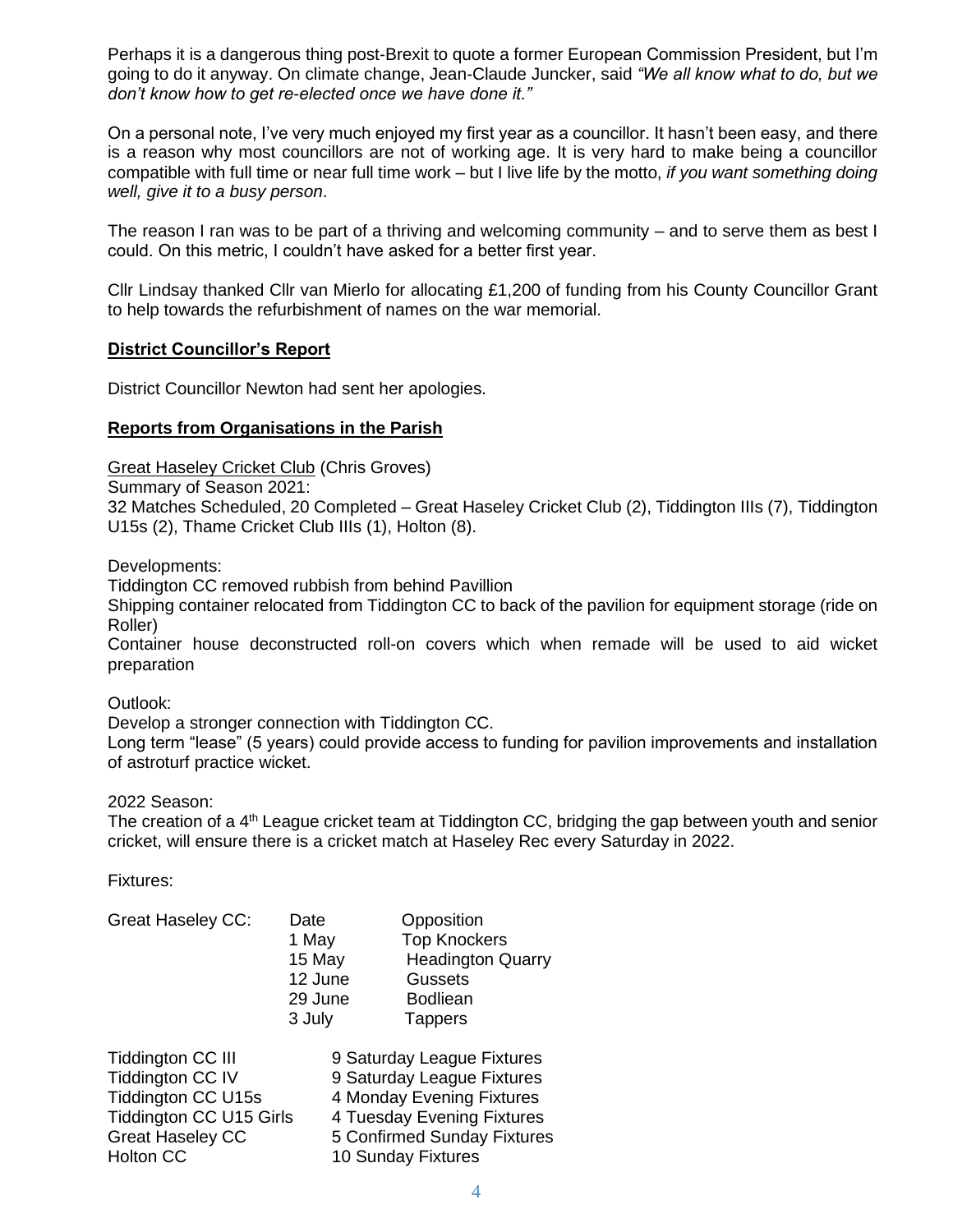Perhaps it is a dangerous thing post-Brexit to quote a former European Commission President, but I'm going to do it anyway. On climate change, Jean-Claude Juncker, said *"We all know what to do, but we don't know how to get re-elected once we have done it."*

On a personal note, I've very much enjoyed my first year as a councillor. It hasn't been easy, and there is a reason why most councillors are not of working age. It is very hard to make being a councillor compatible with full time or near full time work – but I live life by the motto, *if you want something doing well, give it to a busy person*.

The reason I ran was to be part of a thriving and welcoming community – and to serve them as best I could. On this metric, I couldn't have asked for a better first year.

Cllr Lindsay thanked Cllr van Mierlo for allocating £1,200 of funding from his County Councillor Grant to help towards the refurbishment of names on the war memorial.

**District Councillor's Report**

District Councillor Newton had sent her apologies.

**Reports from Organisations in the Parish**

Great Haseley Cricket Club (Chris Groves)

Summary of Season 2021:

32 Matches Scheduled, 20 Completed – Great Haseley Cricket Club (2), Tiddington IIIs (7), Tiddington U15s (2), Thame Cricket Club IIIs (1), Holton (8).

Developments:

Tiddington CC removed rubbish from behind Pavillion

Shipping container relocated from Tiddington CC to back of the pavilion for equipment storage (ride on Roller)

Container house deconstructed roll-on covers which when remade will be used to aid wicket preparation

Outlook:

Develop a stronger connection with Tiddington CC.

Long term "lease" (5 years) could provide access to funding for pavilion improvements and installation of astroturf practice wicket.

2022 Season:

The creation of a 4th League cricket team at Tiddington CC, bridging the gap between youth and senior cricket, will ensure there is a cricket match at Haseley Rec every Saturday in 2022.

Fixtures:

| Great Haseley CC: | Date | Opposition |
|---|---|---|
| | 1 May | Top Knockers |
| | 15 May | Headington Quarry |
| | 12 June | Gussets |
| | 29 June | Bodliean |
| | 3 July | Tappers |

| | |
|---|---|
| Tiddington CC III | 9 Saturday League Fixtures |
| Tiddington CC IV | 9 Saturday League Fixtures |
| Tiddington CC U15s | 4 Monday Evening Fixtures |
| Tiddington CC U15 Girls | 4 Tuesday Evening Fixtures |
| Great Haseley CC | 5 Confirmed Sunday Fixtures |
| Holton CC | 10 Sunday Fixtures |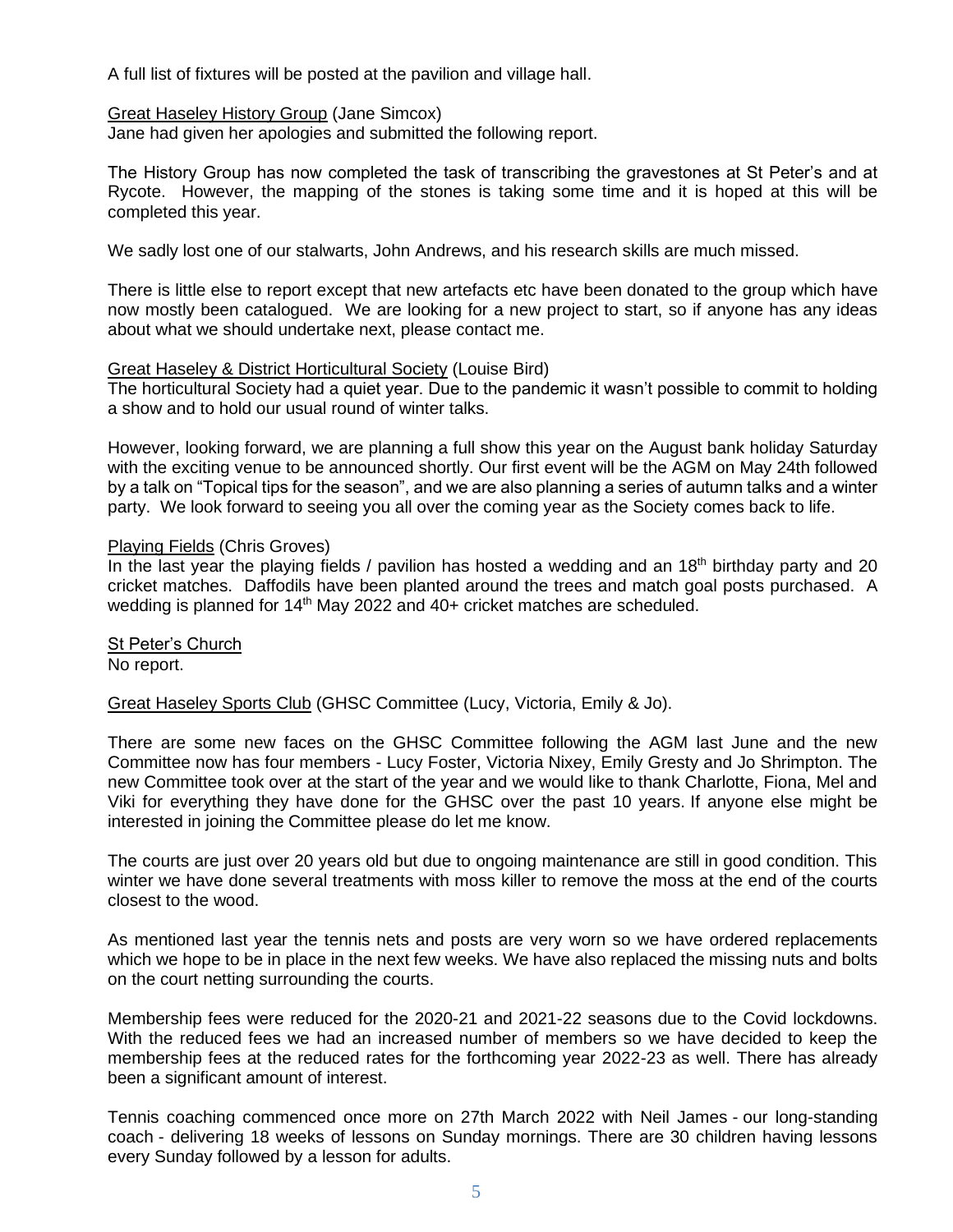A full list of fixtures will be posted at the pavilion and village hall.

Great Haseley History Group (Jane Simcox)
Jane had given her apologies and submitted the following report.

The History Group has now completed the task of transcribing the gravestones at St Peter's and at Rycote. However, the mapping of the stones is taking some time and it is hoped at this will be completed this year.

We sadly lost one of our stalwarts, John Andrews, and his research skills are much missed.

There is little else to report except that new artefacts etc have been donated to the group which have now mostly been catalogued. We are looking for a new project to start, so if anyone has any ideas about what we should undertake next, please contact me.

Great Haseley & District Horticultural Society (Louise Bird)
The horticultural Society had a quiet year. Due to the pandemic it wasn't possible to commit to holding a show and to hold our usual round of winter talks.

However, looking forward, we are planning a full show this year on the August bank holiday Saturday with the exciting venue to be announced shortly. Our first event will be the AGM on May 24th followed by a talk on "Topical tips for the season", and we are also planning a series of autumn talks and a winter party. We look forward to seeing you all over the coming year as the Society comes back to life.

Playing Fields (Chris Groves)
In the last year the playing fields / pavilion has hosted a wedding and an 18th birthday party and 20 cricket matches. Daffodils have been planted around the trees and match goal posts purchased. A wedding is planned for 14th May 2022 and 40+ cricket matches are scheduled.

St Peter's Church
No report.

Great Haseley Sports Club (GHSC Committee (Lucy, Victoria, Emily & Jo).

There are some new faces on the GHSC Committee following the AGM last June and the new Committee now has four members - Lucy Foster, Victoria Nixey, Emily Gresty and Jo Shrimpton. The new Committee took over at the start of the year and we would like to thank Charlotte, Fiona, Mel and Viki for everything they have done for the GHSC over the past 10 years. If anyone else might be interested in joining the Committee please do let me know.

The courts are just over 20 years old but due to ongoing maintenance are still in good condition. This winter we have done several treatments with moss killer to remove the moss at the end of the courts closest to the wood.

As mentioned last year the tennis nets and posts are very worn so we have ordered replacements which we hope to be in place in the next few weeks. We have also replaced the missing nuts and bolts on the court netting surrounding the courts.

Membership fees were reduced for the 2020-21 and 2021-22 seasons due to the Covid lockdowns. With the reduced fees we had an increased number of members so we have decided to keep the membership fees at the reduced rates for the forthcoming year 2022-23 as well. There has already been a significant amount of interest.

Tennis coaching commenced once more on 27th March 2022 with Neil James - our long-standing coach - delivering 18 weeks of lessons on Sunday mornings. There are 30 children having lessons every Sunday followed by a lesson for adults.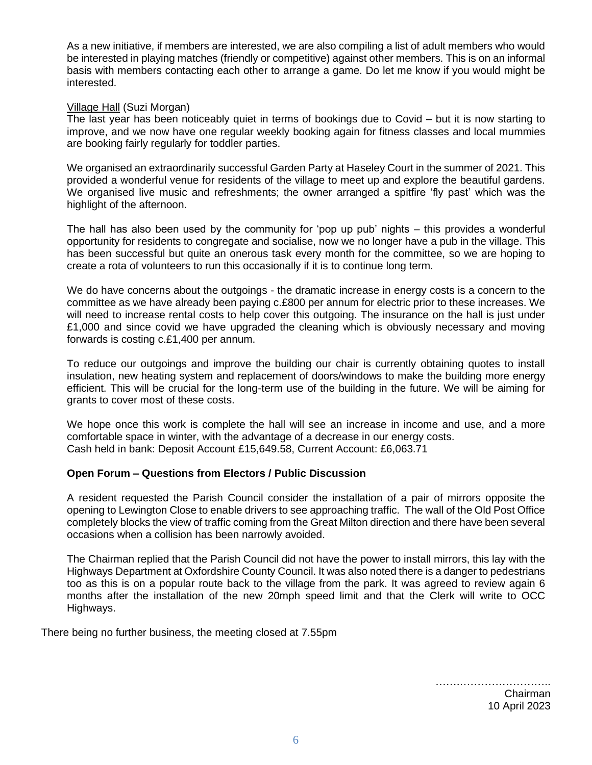As a new initiative, if members are interested, we are also compiling a list of adult members who would be interested in playing matches (friendly or competitive) against other members. This is on an informal basis with members contacting each other to arrange a game. Do let me know if you would might be interested.

Village Hall (Suzi Morgan)

The last year has been noticeably quiet in terms of bookings due to Covid – but it is now starting to improve, and we now have one regular weekly booking again for fitness classes and local mummies are booking fairly regularly for toddler parties.

We organised an extraordinarily successful Garden Party at Haseley Court in the summer of 2021. This provided a wonderful venue for residents of the village to meet up and explore the beautiful gardens. We organised live music and refreshments; the owner arranged a spitfire 'fly past' which was the highlight of the afternoon.

The hall has also been used by the community for 'pop up pub' nights – this provides a wonderful opportunity for residents to congregate and socialise, now we no longer have a pub in the village. This has been successful but quite an onerous task every month for the committee, so we are hoping to create a rota of volunteers to run this occasionally if it is to continue long term.

We do have concerns about the outgoings - the dramatic increase in energy costs is a concern to the committee as we have already been paying c.£800 per annum for electric prior to these increases. We will need to increase rental costs to help cover this outgoing. The insurance on the hall is just under £1,000 and since covid we have upgraded the cleaning which is obviously necessary and moving forwards is costing c.£1,400 per annum.

To reduce our outgoings and improve the building our chair is currently obtaining quotes to install insulation, new heating system and replacement of doors/windows to make the building more energy efficient. This will be crucial for the long-term use of the building in the future. We will be aiming for grants to cover most of these costs.

We hope once this work is complete the hall will see an increase in income and use, and a more comfortable space in winter, with the advantage of a decrease in our energy costs.
Cash held in bank: Deposit Account £15,649.58, Current Account: £6,063.71

**Open Forum – Questions from Electors / Public Discussion**

A resident requested the Parish Council consider the installation of a pair of mirrors opposite the opening to Lewington Close to enable drivers to see approaching traffic. The wall of the Old Post Office completely blocks the view of traffic coming from the Great Milton direction and there have been several occasions when a collision has been narrowly avoided.

The Chairman replied that the Parish Council did not have the power to install mirrors, this lay with the Highways Department at Oxfordshire County Council. It was also noted there is a danger to pedestrians too as this is on a popular route back to the village from the park. It was agreed to review again 6 months after the installation of the new 20mph speed limit and that the Clerk will write to OCC Highways.

There being no further business, the meeting closed at 7.55pm

…………………………..
Chairman
10 April 2023